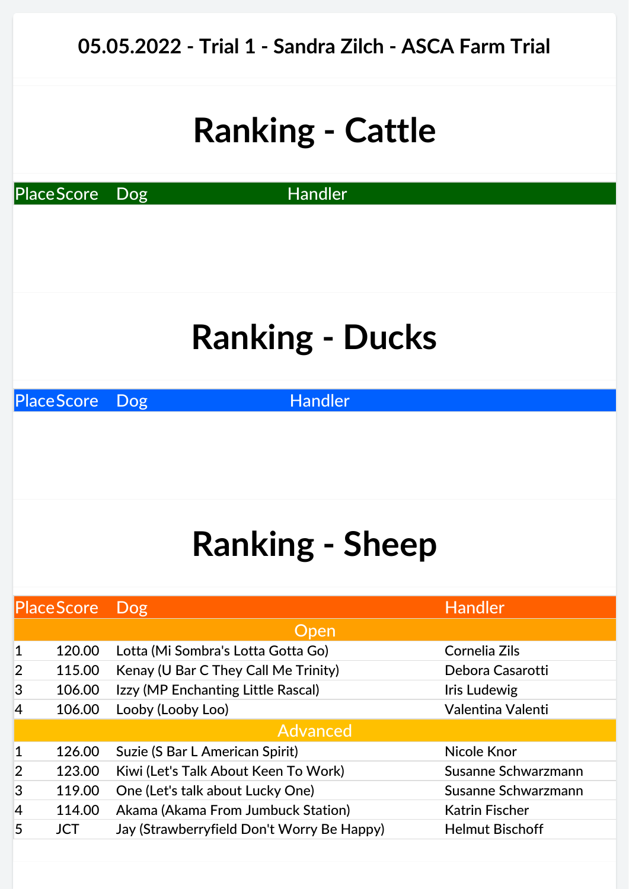**05.05.2022 - Trial 1 - Sandra Zilch - ASCA Farm Trial**

# Ranking - Cattle

| Place | Score | Dog | Handler |
|---|---|---|---|

# Ranking - Ducks

| Place | Score | Dog | Handler |
|---|---|---|---|

# Ranking - Sheep

| Place | Score | Dog | Handler |
|---|---|---|---|
| | | Open | |
| 1 | 120.00 | Lotta (Mi Sombra's Lotta Gotta Go) | Cornelia Zils |
| 2 | 115.00 | Kenay (U Bar C They Call Me Trinity) | Debora Casarotti |
| 3 | 106.00 | Izzy (MP Enchanting Little Rascal) | Iris Ludewig |
| 4 | 106.00 | Looby (Looby Loo) | Valentina Valenti |
| | | Advanced | |
| 1 | 126.00 | Suzie (S Bar L American Spirit) | Nicole Knor |
| 2 | 123.00 | Kiwi (Let's Talk About Keen To Work) | Susanne Schwarzmann |
| 3 | 119.00 | One (Let's talk about Lucky One) | Susanne Schwarzmann |
| 4 | 114.00 | Akama (Akama From Jumbuck Station) | Katrin Fischer |
| 5 | JCT | Jay (Strawberryfield Don't Worry Be Happy) | Helmut Bischoff |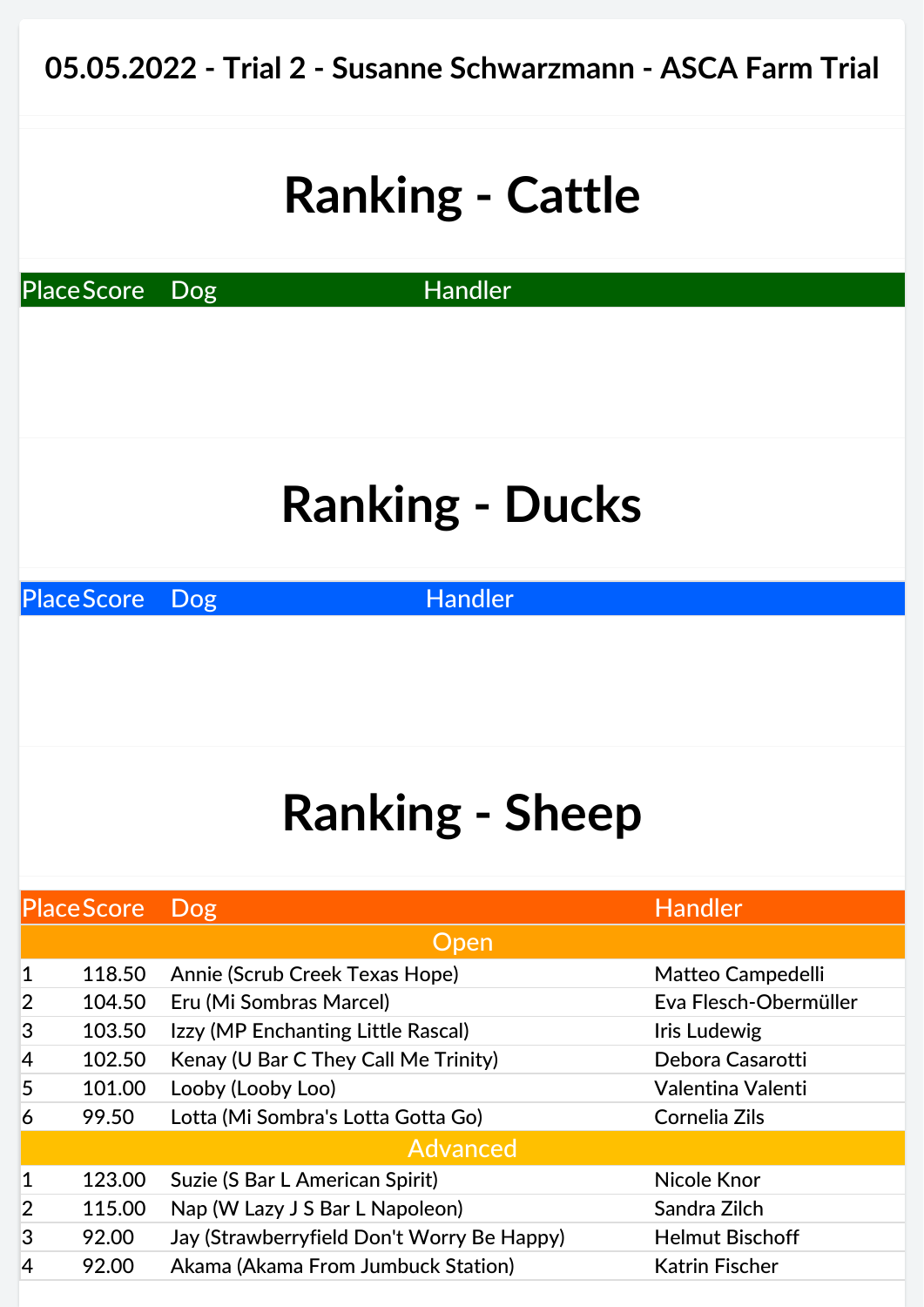## 05.05.2022 - Trial 2 - Susanne Schwarzmann - ASCA Farm Trial

# Ranking - Cattle

| Place | Score | Dog | Handler |
|---|---|---|---|

# Ranking - Ducks

| Place | Score | Dog | Handler |
|---|---|---|---|

# Ranking - Sheep

| Place | Score | Dog | Handler |
|---|---|---|---|
| | | Open | |
| 1 | 118.50 | Annie (Scrub Creek Texas Hope) | Matteo Campedelli |
| 2 | 104.50 | Eru (Mi Sombras Marcel) | Eva Flesch-Obermüller |
| 3 | 103.50 | Izzy (MP Enchanting Little Rascal) | Iris Ludewig |
| 4 | 102.50 | Kenay (U Bar C They Call Me Trinity) | Debora Casarotti |
| 5 | 101.00 | Looby (Looby Loo) | Valentina Valenti |
| 6 | 99.50 | Lotta (Mi Sombra's Lotta Gotta Go) | Cornelia Zils |
| | | Advanced | |
| 1 | 123.00 | Suzie (S Bar L American Spirit) | Nicole Knor |
| 2 | 115.00 | Nap (W Lazy J S Bar L Napoleon) | Sandra Zilch |
| 3 | 92.00 | Jay (Strawberryfield Don't Worry Be Happy) | Helmut Bischoff |
| 4 | 92.00 | Akama (Akama From Jumbuck Station) | Katrin Fischer |